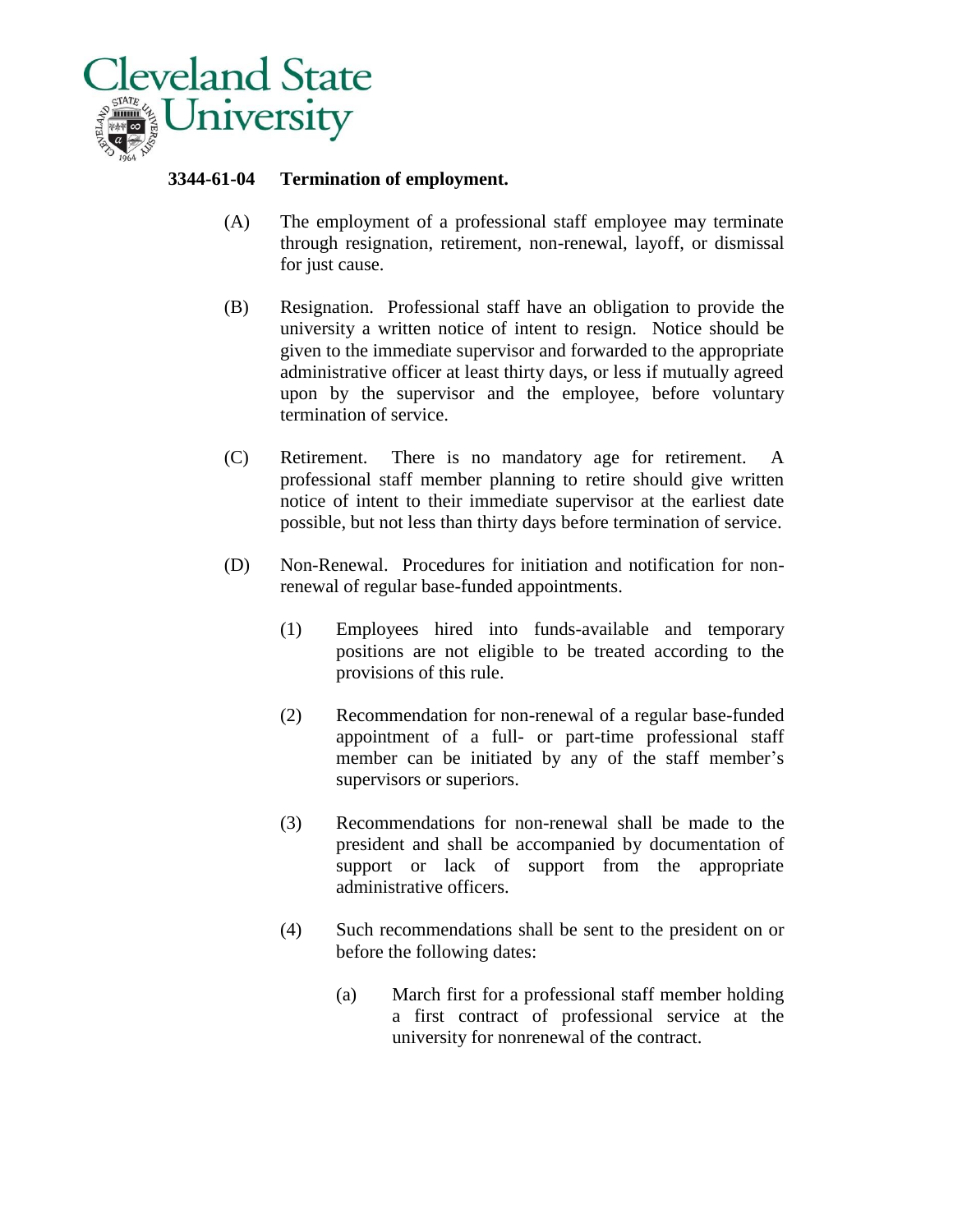# Cleveland State University

## 3344-61-04 Termination of employment.

(A) The employment of a professional staff employee may terminate through resignation, retirement, non-renewal, layoff, or dismissal for just cause.

(B) Resignation. Professional staff have an obligation to provide the university a written notice of intent to resign. Notice should be given to the immediate supervisor and forwarded to the appropriate administrative officer at least thirty days, or less if mutually agreed upon by the supervisor and the employee, before voluntary termination of service.

(C) Retirement. There is no mandatory age for retirement. A professional staff member planning to retire should give written notice of intent to their immediate supervisor at the earliest date possible, but not less than thirty days before termination of service.

(D) Non-Renewal. Procedures for initiation and notification for non-renewal of regular base-funded appointments.

(1) Employees hired into funds-available and temporary positions are not eligible to be treated according to the provisions of this rule.

(2) Recommendation for non-renewal of a regular base-funded appointment of a full- or part-time professional staff member can be initiated by any of the staff member's supervisors or superiors.

(3) Recommendations for non-renewal shall be made to the president and shall be accompanied by documentation of support or lack of support from the appropriate administrative officers.

(4) Such recommendations shall be sent to the president on or before the following dates:

(a) March first for a professional staff member holding a first contract of professional service at the university for nonrenewal of the contract.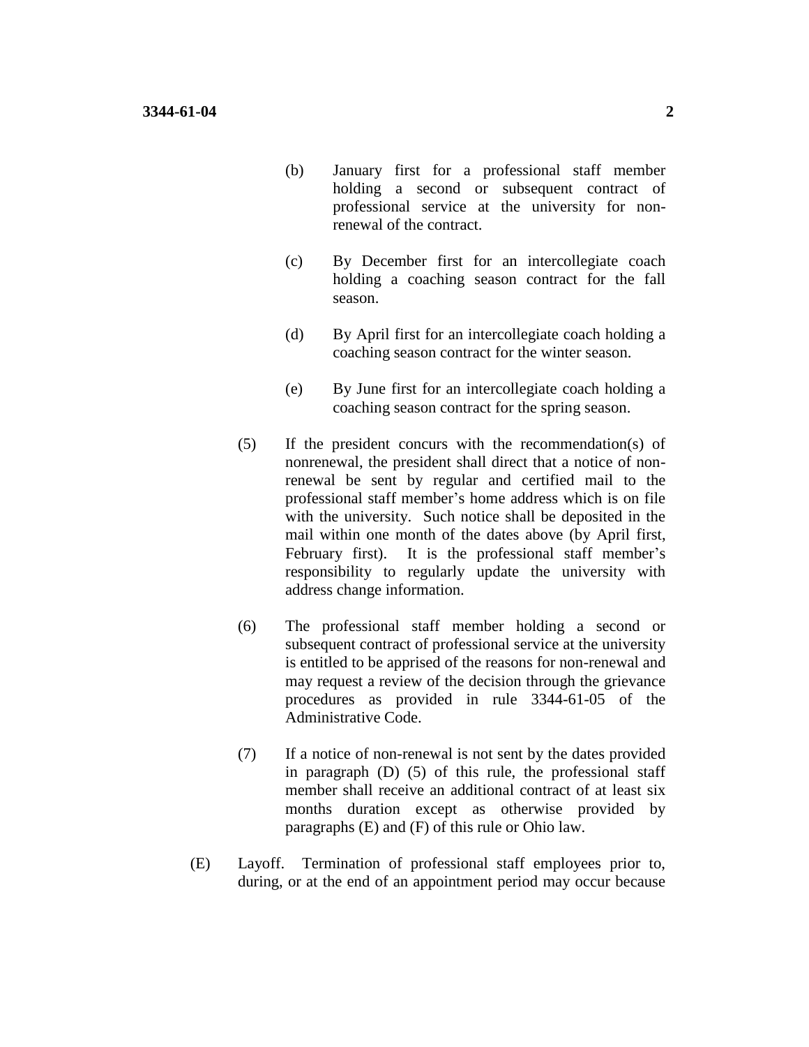(b) January first for a professional staff member holding a second or subsequent contract of professional service at the university for non-renewal of the contract.

(c) By December first for an intercollegiate coach holding a coaching season contract for the fall season.

(d) By April first for an intercollegiate coach holding a coaching season contract for the winter season.

(e) By June first for an intercollegiate coach holding a coaching season contract for the spring season.

(5) If the president concurs with the recommendation(s) of nonrenewal, the president shall direct that a notice of non-renewal be sent by regular and certified mail to the professional staff member's home address which is on file with the university. Such notice shall be deposited in the mail within one month of the dates above (by April first, February first). It is the professional staff member's responsibility to regularly update the university with address change information.

(6) The professional staff member holding a second or subsequent contract of professional service at the university is entitled to be apprised of the reasons for non-renewal and may request a review of the decision through the grievance procedures as provided in rule 3344-61-05 of the Administrative Code.

(7) If a notice of non-renewal is not sent by the dates provided in paragraph (D) (5) of this rule, the professional staff member shall receive an additional contract of at least six months duration except as otherwise provided by paragraphs (E) and (F) of this rule or Ohio law.

(E) Layoff. Termination of professional staff employees prior to, during, or at the end of an appointment period may occur because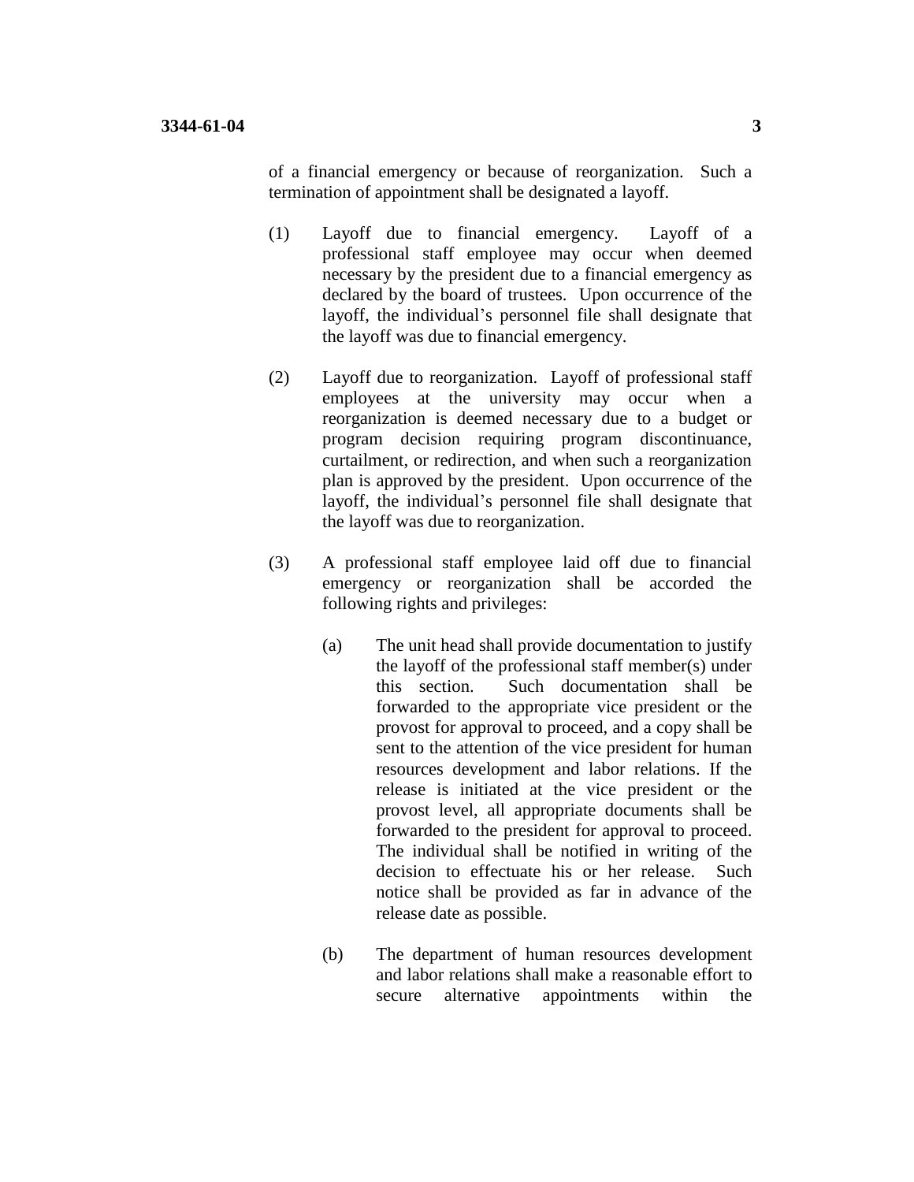of a financial emergency or because of reorganization. Such a termination of appointment shall be designated a layoff.

(1) Layoff due to financial emergency. Layoff of a professional staff employee may occur when deemed necessary by the president due to a financial emergency as declared by the board of trustees. Upon occurrence of the layoff, the individual's personnel file shall designate that the layoff was due to financial emergency.

(2) Layoff due to reorganization. Layoff of professional staff employees at the university may occur when a reorganization is deemed necessary due to a budget or program decision requiring program discontinuance, curtailment, or redirection, and when such a reorganization plan is approved by the president. Upon occurrence of the layoff, the individual's personnel file shall designate that the layoff was due to reorganization.

(3) A professional staff employee laid off due to financial emergency or reorganization shall be accorded the following rights and privileges:

   (a) The unit head shall provide documentation to justify the layoff of the professional staff member(s) under this section. Such documentation shall be forwarded to the appropriate vice president or the provost for approval to proceed, and a copy shall be sent to the attention of the vice president for human resources development and labor relations. If the release is initiated at the vice president or the provost level, all appropriate documents shall be forwarded to the president for approval to proceed. The individual shall be notified in writing of the decision to effectuate his or her release. Such notice shall be provided as far in advance of the release date as possible.

   (b) The department of human resources development and labor relations shall make a reasonable effort to secure alternative appointments within the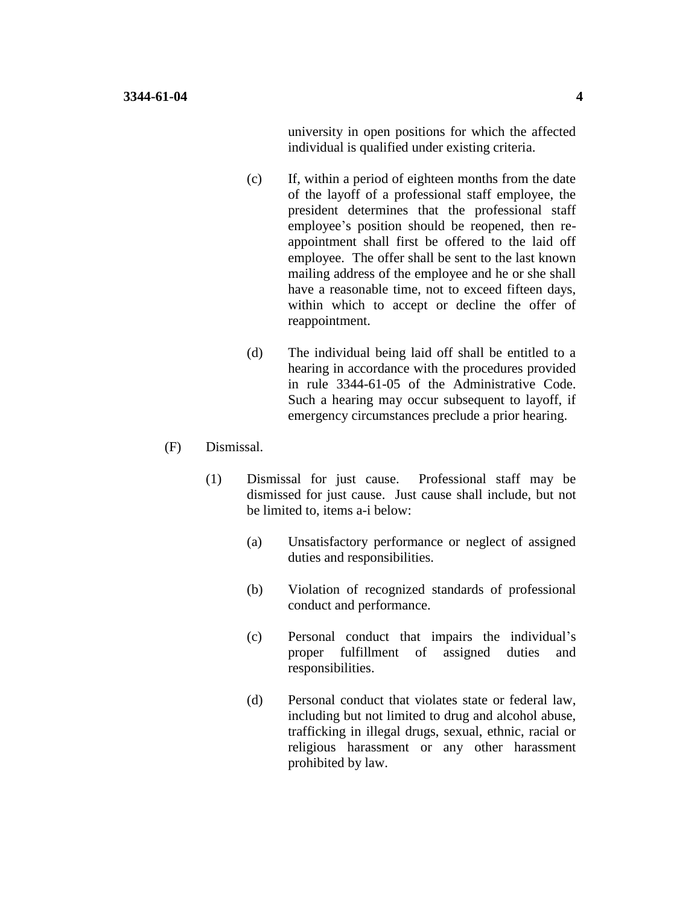university in open positions for which the affected individual is qualified under existing criteria.

(c) If, within a period of eighteen months from the date of the layoff of a professional staff employee, the president determines that the professional staff employee's position should be reopened, then re-appointment shall first be offered to the laid off employee. The offer shall be sent to the last known mailing address of the employee and he or she shall have a reasonable time, not to exceed fifteen days, within which to accept or decline the offer of reappointment.

(d) The individual being laid off shall be entitled to a hearing in accordance with the procedures provided in rule 3344-61-05 of the Administrative Code. Such a hearing may occur subsequent to layoff, if emergency circumstances preclude a prior hearing.

(F) Dismissal.

(1) Dismissal for just cause. Professional staff may be dismissed for just cause. Just cause shall include, but not be limited to, items a-i below:

(a) Unsatisfactory performance or neglect of assigned duties and responsibilities.

(b) Violation of recognized standards of professional conduct and performance.

(c) Personal conduct that impairs the individual's proper fulfillment of assigned duties and responsibilities.

(d) Personal conduct that violates state or federal law, including but not limited to drug and alcohol abuse, trafficking in illegal drugs, sexual, ethnic, racial or religious harassment or any other harassment prohibited by law.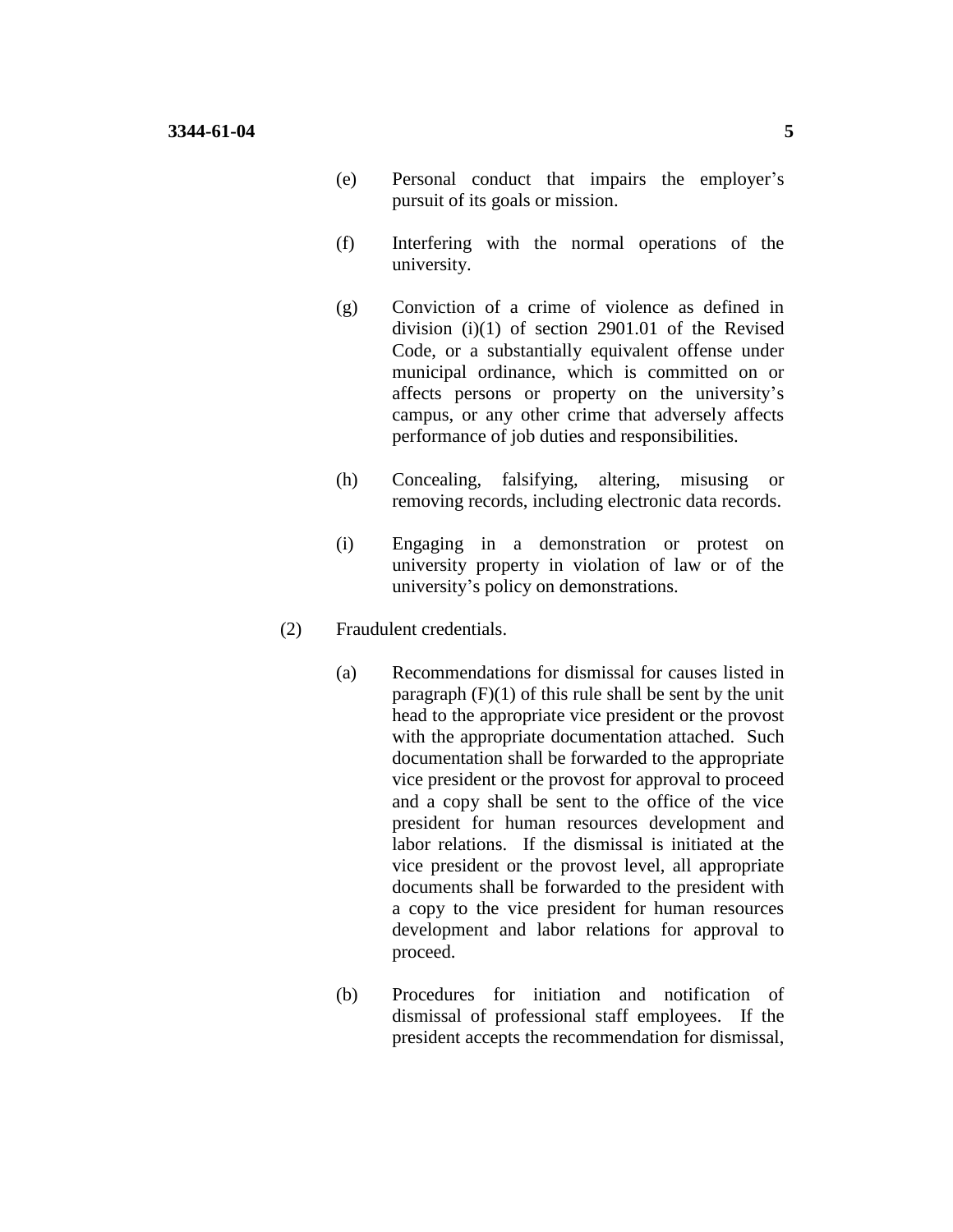(e) Personal conduct that impairs the employer's pursuit of its goals or mission.

(f) Interfering with the normal operations of the university.

(g) Conviction of a crime of violence as defined in division (i)(1) of section 2901.01 of the Revised Code, or a substantially equivalent offense under municipal ordinance, which is committed on or affects persons or property on the university's campus, or any other crime that adversely affects performance of job duties and responsibilities.

(h) Concealing, falsifying, altering, misusing or removing records, including electronic data records.

(i) Engaging in a demonstration or protest on university property in violation of law or of the university's policy on demonstrations.

(2) Fraudulent credentials.

(a) Recommendations for dismissal for causes listed in paragraph (F)(1) of this rule shall be sent by the unit head to the appropriate vice president or the provost with the appropriate documentation attached. Such documentation shall be forwarded to the appropriate vice president or the provost for approval to proceed and a copy shall be sent to the office of the vice president for human resources development and labor relations. If the dismissal is initiated at the vice president or the provost level, all appropriate documents shall be forwarded to the president with a copy to the vice president for human resources development and labor relations for approval to proceed.

(b) Procedures for initiation and notification of dismissal of professional staff employees. If the president accepts the recommendation for dismissal,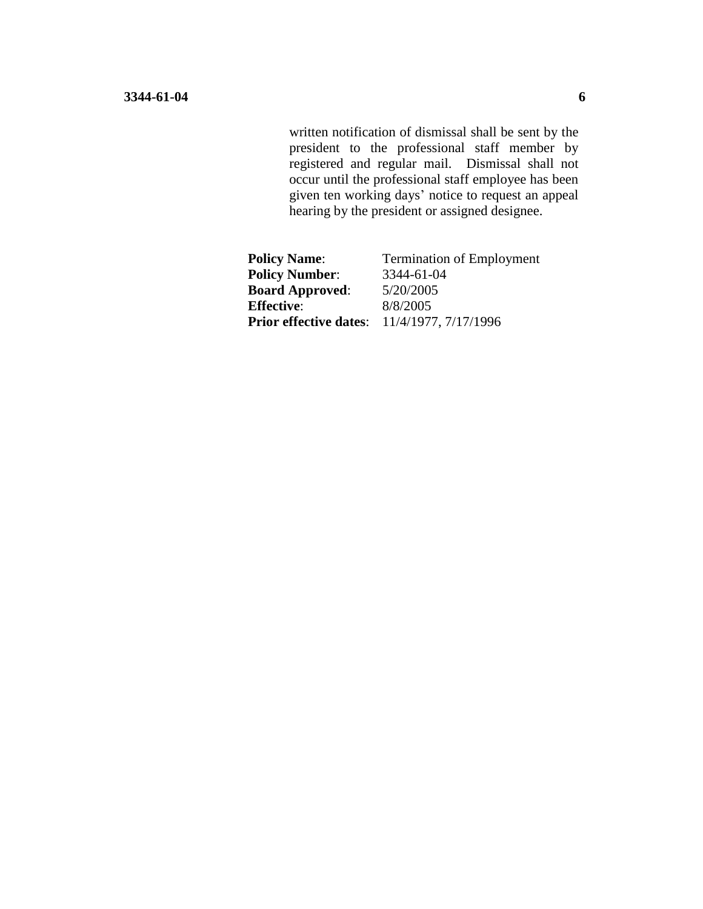written notification of dismissal shall be sent by the president to the professional staff member by registered and regular mail. Dismissal shall not occur until the professional staff employee has been given ten working days' notice to request an appeal hearing by the president or assigned designee.

**Policy Name**: Termination of Employment
**Policy Number**: 3344-61-04
**Board Approved**: 5/20/2005
**Effective**: 8/8/2005
**Prior effective dates**: 11/4/1977, 7/17/1996